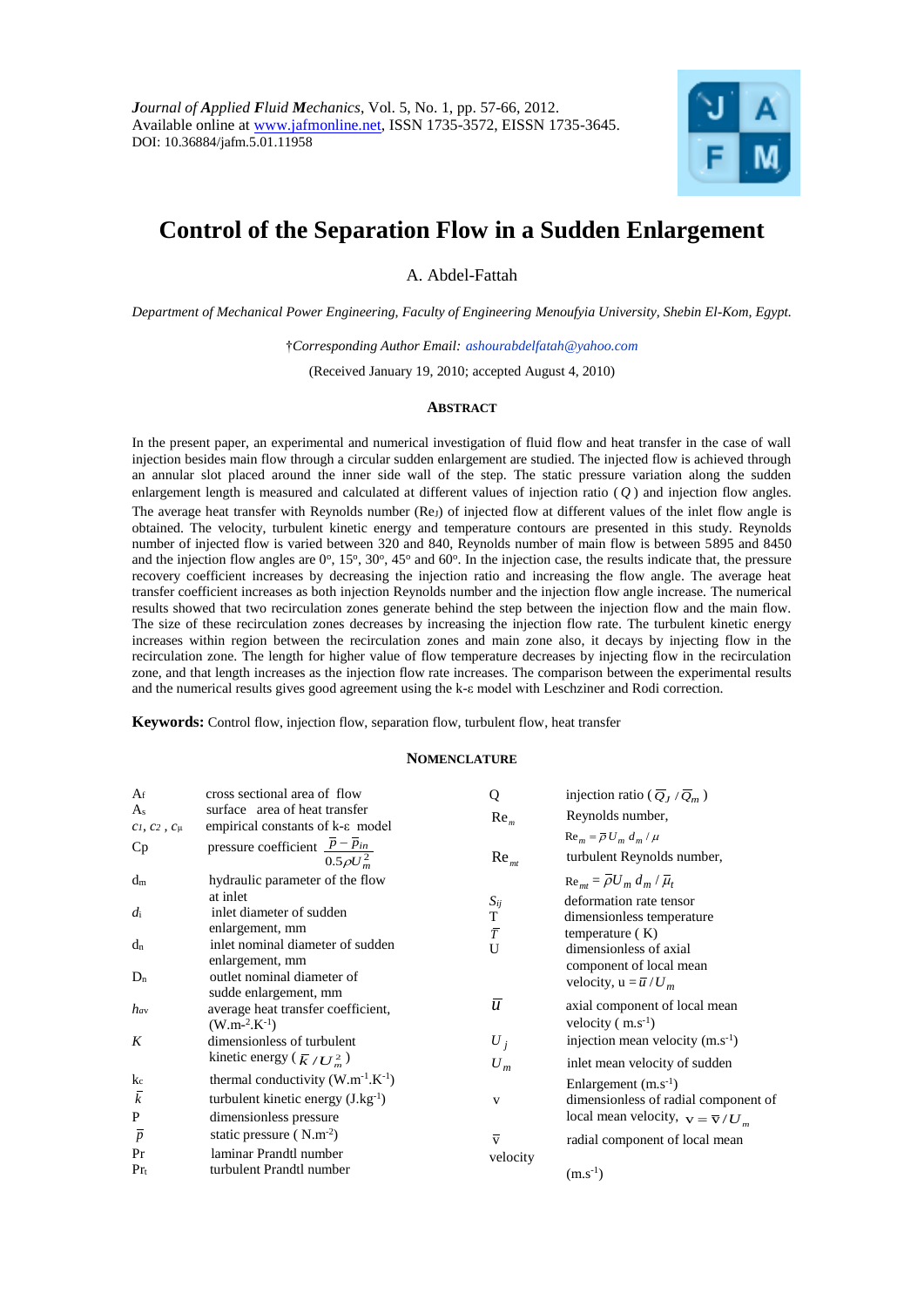*Journal of Applied Fluid Mechanics*, Vol. 5, No. 1, pp. 57-66, 2012.
Available online at www.jafmonline.net, ISSN 1735-3572, EISSN 1735-3645.
DOI: 10.36884/jafm.5.01.11958

# Control of the Separation Flow in a Sudden Enlargement

A. Abdel-Fattah

*Department of Mechanical Power Engineering, Faculty of Engineering Menoufyia University, Shebin El-Kom, Egypt.*

†*Corresponding Author Email: ashourabdelfatah@yahoo.com*

(Received January 19, 2010; accepted August 4, 2010)

## Abstract

In the present paper, an experimental and numerical investigation of fluid flow and heat transfer in the case of wall injection besides main flow through a circular sudden enlargement are studied. The injected flow is achieved through an annular slot placed around the inner side wall of the step. The static pressure variation along the sudden enlargement length is measured and calculated at different values of injection ratio ($Q$) and injection flow angles. The average heat transfer with Reynolds number ($Re_J$) of injected flow at different values of the inlet flow angle is obtained. The velocity, turbulent kinetic energy and temperature contours are presented in this study. Reynolds number of injected flow is varied between 320 and 840, Reynolds number of main flow is between 5895 and 8450 and the injection flow angles are 0°, 15°, 30°, 45° and 60°. In the injection case, the results indicate that, the pressure recovery coefficient increases by decreasing the injection ratio and increasing the flow angle. The average heat transfer coefficient increases as both injection Reynolds number and the injection flow angle increase. The numerical results showed that two recirculation zones generate behind the step between the injection flow and the main flow. The size of these recirculation zones decreases by increasing the injection flow rate. The turbulent kinetic energy increases within region between the recirculation zones and main zone also, it decays by injecting flow in the recirculation zone. The length for higher value of flow temperature decreases by injecting flow in the recirculation zone, and that length increases as the injection flow rate increases. The comparison between the experimental results and the numerical results gives good agreement using the k-ε model with Leschziner and Rodi correction.

**Keywords:** Control flow, injection flow, separation flow, turbulent flow, heat transfer

## Nomenclature

| | |
|---|---|
| $A_f$ | cross sectional area of flow |
| $A_s$ | surface area of heat transfer |
| $c_1$, $c_2$, $c_\mu$ | empirical constants of k-ε model |
| Cp | pressure coefficient $\dfrac{\bar{p}-\bar{p}_{in}}{0.5\rho U_m^2}$ |
| $d_m$ | hydraulic parameter of the flow at inlet |
| $d_i$ | inlet diameter of sudden enlargement, mm |
| $d_n$ | inlet nominal diameter of sudden enlargement, mm |
| $D_n$ | outlet nominal diameter of sudde enlargement, mm |
| $h_{av}$ | average heat transfer coefficient, (W.m$^{-2}$.K$^{-1}$) |
| $K$ | dimensionless of turbulent kinetic energy ($\bar{K}/U_m^2$) |
| $k_c$ | thermal conductivity (W.m$^{-1}$.K$^{-1}$) |
| $\bar{k}$ | turbulent kinetic energy (J.kg$^{-1}$) |
| P | dimensionless pressure |
| $\bar{p}$ | static pressure ( N.m$^{-2}$) |
| Pr | laminar Prandtl number |
| $Pr_t$ | turbulent Prandtl number |
| Q | injection ratio ($\bar{Q}_J/\bar{Q}_m$) |
| $Re_m$ | Reynolds number, $Re_m = \bar{\rho} U_m d_m / \mu$ |
| $Re_{mt}$ | turbulent Reynolds number, $Re_{mt} = \bar{\rho} U_m d_m / \bar{\mu}_t$ |
| $S_{ij}$ | deformation rate tensor |
| T | dimensionless temperature |
| $\bar{T}$ | temperature ( K) |
| U | dimensionless of axial component of local mean velocity, $u = \bar{u}/U_m$ |
| $\bar{u}$ | axial component of local mean velocity ( m.s$^{-1}$) |
| $U_j$ | injection mean velocity (m.s$^{-1}$) |
| $U_m$ | inlet mean velocity of sudden Enlargement (m.s$^{-1}$) |
| v | dimensionless of radial component of local mean velocity, $v = \bar{v}/U_m$ |
| $\bar{v}$ | radial component of local mean velocity (m.s$^{-1}$) |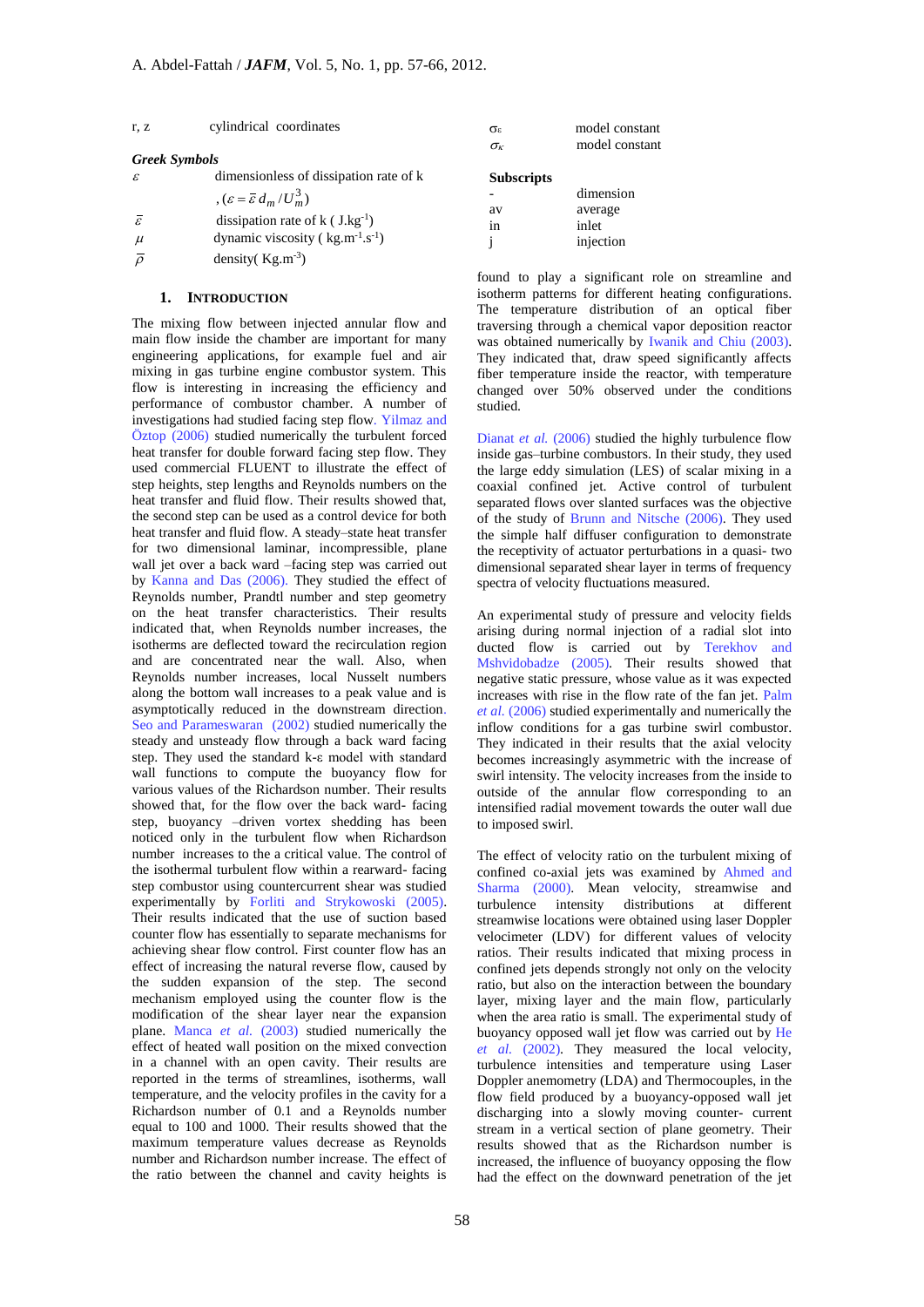| | |
|---|---|
| r, z | cylindrical coordinates |

***Greek Symbols***

| | |
|---|---|
| $\varepsilon$ | dimensionless of dissipation rate of k , $(\varepsilon = \bar{\varepsilon}\, d_m / U_m^3)$ |
| $\bar{\varepsilon}$ | dissipation rate of k ( $J.kg^{-1}$) |
| $\mu$ | dynamic viscosity ( $kg.m^{-1}.s^{-1}$) |
| $\bar{\rho}$ | density( $Kg.m^{-3}$) |
| $\sigma_\varepsilon$ | model constant |
| $\sigma_\kappa$ | model constant |

**Subscripts**

| | |
|---|---|
| - | dimension |
| av | average |
| in | inlet |
| j | injection |

## 1. INTRODUCTION

The mixing flow between injected annular flow and main flow inside the chamber are important for many engineering applications, for example fuel and air mixing in gas turbine engine combustor system. This flow is interesting in increasing the efficiency and performance of combustor chamber. A number of investigations had studied facing step flow. Yilmaz and Öztop (2006) studied numerically the turbulent forced heat transfer for double forward facing step flow. They used commercial FLUENT to illustrate the effect of step heights, step lengths and Reynolds numbers on the heat transfer and fluid flow. Their results showed that, the second step can be used as a control device for both heat transfer and fluid flow. A steady–state heat transfer for two dimensional laminar, incompressible, plane wall jet over a back ward –facing step was carried out by Kanna and Das (2006). They studied the effect of Reynolds number, Prandtl number and step geometry on the heat transfer characteristics. Their results indicated that, when Reynolds number increases, the isotherms are deflected toward the recirculation region and are concentrated near the wall. Also, when Reynolds number increases, local Nusselt numbers along the bottom wall increases to a peak value and is asymptotically reduced in the downstream direction. Seo and Parameswaran (2002) studied numerically the steady and unsteady flow through a back ward facing step. They used the standard k-ε model with standard wall functions to compute the buoyancy flow for various values of the Richardson number. Their results showed that, for the flow over the back ward- facing step, buoyancy –driven vortex shedding has been noticed only in the turbulent flow when Richardson number increases to the a critical value. The control of the isothermal turbulent flow within a rearward- facing step combustor using countercurrent shear was studied experimentally by Forliti and Strykowoski (2005). Their results indicated that the use of suction based counter flow has essentially to separate mechanisms for achieving shear flow control. First counter flow has an effect of increasing the natural reverse flow, caused by the sudden expansion of the step. The second mechanism employed using the counter flow is the modification of the shear layer near the expansion plane. Manca *et al.* (2003) studied numerically the effect of heated wall position on the mixed convection in a channel with an open cavity. Their results are reported in the terms of streamlines, isotherms, wall temperature, and the velocity profiles in the cavity for a Richardson number of 0.1 and a Reynolds number equal to 100 and 1000. Their results showed that the maximum temperature values decrease as Reynolds number and Richardson number increase. The effect of the ratio between the channel and cavity heights is found to play a significant role on streamline and isotherm patterns for different heating configurations. The temperature distribution of an optical fiber traversing through a chemical vapor deposition reactor was obtained numerically by Iwanik and Chiu (2003). They indicated that, draw speed significantly affects fiber temperature inside the reactor, with temperature changed over 50% observed under the conditions studied.

Dianat *et al.* (2006) studied the highly turbulence flow inside gas–turbine combustors. In their study, they used the large eddy simulation (LES) of scalar mixing in a coaxial confined jet. Active control of turbulent separated flows over slanted surfaces was the objective of the study of Brunn and Nitsche (2006). They used the simple half diffuser configuration to demonstrate the receptivity of actuator perturbations in a quasi- two dimensional separated shear layer in terms of frequency spectra of velocity fluctuations measured.

An experimental study of pressure and velocity fields arising during normal injection of a radial slot into ducted flow is carried out by Terekhov and Mshvidobadze (2005). Their results showed that negative static pressure, whose value as it was expected increases with rise in the flow rate of the fan jet. Palm *et al.* (2006) studied experimentally and numerically the inflow conditions for a gas turbine swirl combustor. They indicated in their results that the axial velocity becomes increasingly asymmetric with the increase of swirl intensity. The velocity increases from the inside to outside of the annular flow corresponding to an intensified radial movement towards the outer wall due to imposed swirl.

The effect of velocity ratio on the turbulent mixing of confined co-axial jets was examined by Ahmed and Sharma (2000). Mean velocity, streamwise and turbulence intensity distributions at different streamwise locations were obtained using laser Doppler velocimeter (LDV) for different values of velocity ratios. Their results indicated that mixing process in confined jets depends strongly not only on the velocity ratio, but also on the interaction between the boundary layer, mixing layer and the main flow, particularly when the area ratio is small. The experimental study of buoyancy opposed wall jet flow was carried out by He *et al.* (2002). They measured the local velocity, turbulence intensities and temperature using Laser Doppler anemometry (LDA) and Thermocouples, in the flow field produced by a buoyancy-opposed wall jet discharging into a slowly moving counter- current stream in a vertical section of plane geometry. Their results showed that as the Richardson number is increased, the influence of buoyancy opposing the flow had the effect on the downward penetration of the jet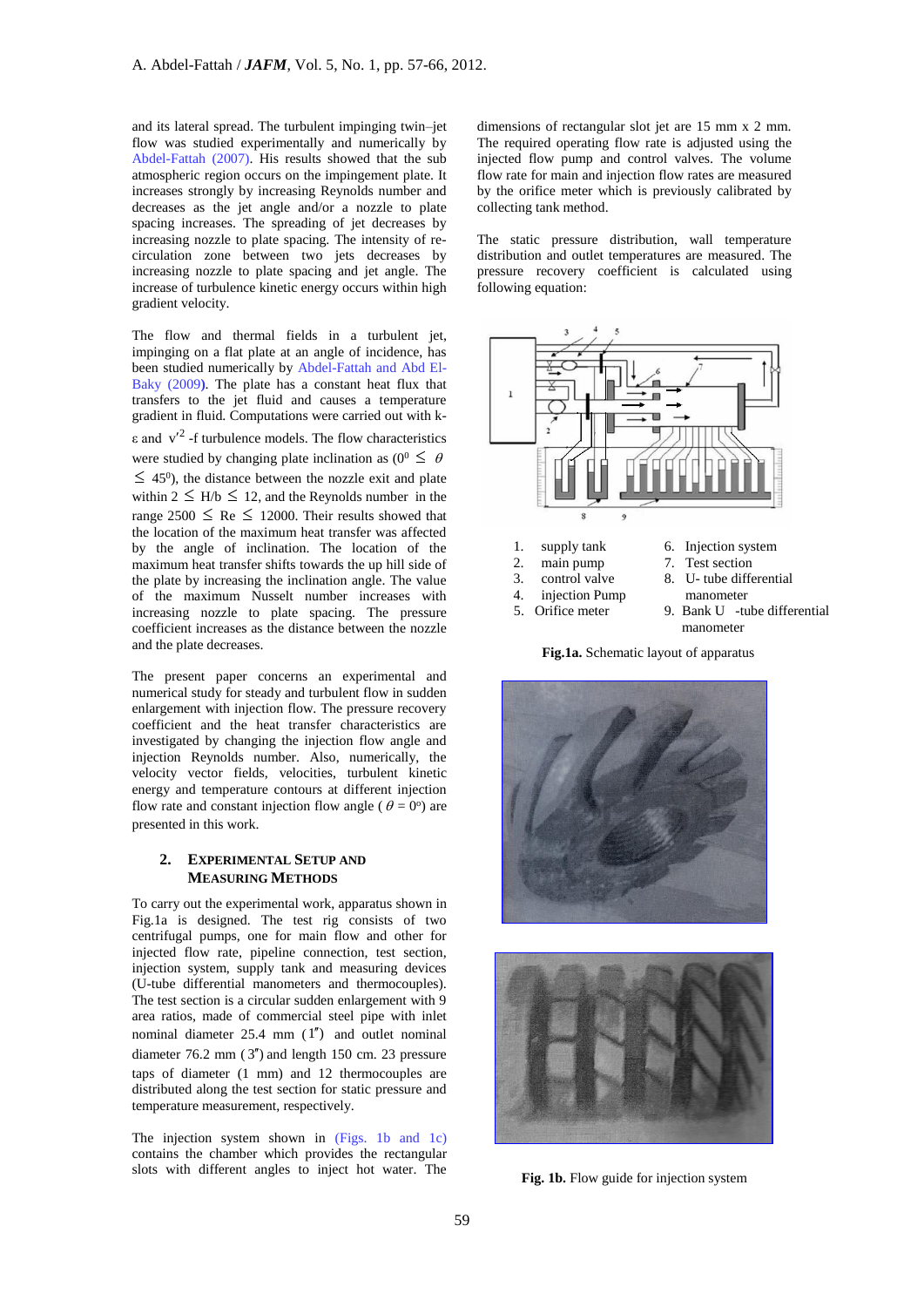and its lateral spread. The turbulent impinging twin–jet flow was studied experimentally and numerically by Abdel-Fattah (2007). His results showed that the sub atmospheric region occurs on the impingement plate. It increases strongly by increasing Reynolds number and decreases as the jet angle and/or a nozzle to plate spacing increases. The spreading of jet decreases by increasing nozzle to plate spacing. The intensity of re-circulation zone between two jets decreases by increasing nozzle to plate spacing and jet angle. The increase of turbulence kinetic energy occurs within high gradient velocity.

The flow and thermal fields in a turbulent jet, impinging on a flat plate at an angle of incidence, has been studied numerically by Abdel-Fattah and Abd El-Baky (2009). The plate has a constant heat flux that transfers to the jet fluid and causes a temperature gradient in fluid. Computations were carried out with k-ε and $v'^2$ -f turbulence models. The flow characteristics were studied by changing plate inclination as ($0^0 \leq \theta \leq 45^0$), the distance between the nozzle exit and plate within $2 \leq H/b \leq 12$, and the Reynolds number in the range $2500 \leq Re \leq 12000$. Their results showed that the location of the maximum heat transfer was affected by the angle of inclination. The location of the maximum heat transfer shifts towards the up hill side of the plate by increasing the inclination angle. The value of the maximum Nusselt number increases with increasing nozzle to plate spacing. The pressure coefficient increases as the distance between the nozzle and the plate decreases.

The present paper concerns an experimental and numerical study for steady and turbulent flow in sudden enlargement with injection flow. The pressure recovery coefficient and the heat transfer characteristics are investigated by changing the injection flow angle and injection Reynolds number. Also, numerically, the velocity vector fields, velocities, turbulent kinetic energy and temperature contours at different injection flow rate and constant injection flow angle ($\theta = 0^o$) are presented in this work.

## 2. Experimental Setup and Measuring Methods

To carry out the experimental work, apparatus shown in Fig.1a is designed. The test rig consists of two centrifugal pumps, one for main flow and other for injected flow rate, pipeline connection, test section, injection system, supply tank and measuring devices (U-tube differential manometers and thermocouples). The test section is a circular sudden enlargement with 9 area ratios, made of commercial steel pipe with inlet nominal diameter 25.4 mm (1″) and outlet nominal diameter 76.2 mm (3″) and length 150 cm. 23 pressure taps of diameter (1 mm) and 12 thermocouples are distributed along the test section for static pressure and temperature measurement, respectively.

The injection system shown in (Figs. 1b and 1c) contains the chamber which provides the rectangular slots with different angles to inject hot water. The dimensions of rectangular slot jet are 15 mm x 2 mm. The required operating flow rate is adjusted using the injected flow pump and control valves. The volume flow rate for main and injection flow rates are measured by the orifice meter which is previously calibrated by collecting tank method.

The static pressure distribution, wall temperature distribution and outlet temperatures are measured. The pressure recovery coefficient is calculated using following equation:

1. supply tank
2. main pump
3. control valve
4. injection Pump
5. Orifice meter
6. Injection system
7. Test section
8. U- tube differential manometer
9. Bank U -tube differential manometer

**Fig.1a.** Schematic layout of apparatus

**Fig. 1b.** Flow guide for injection system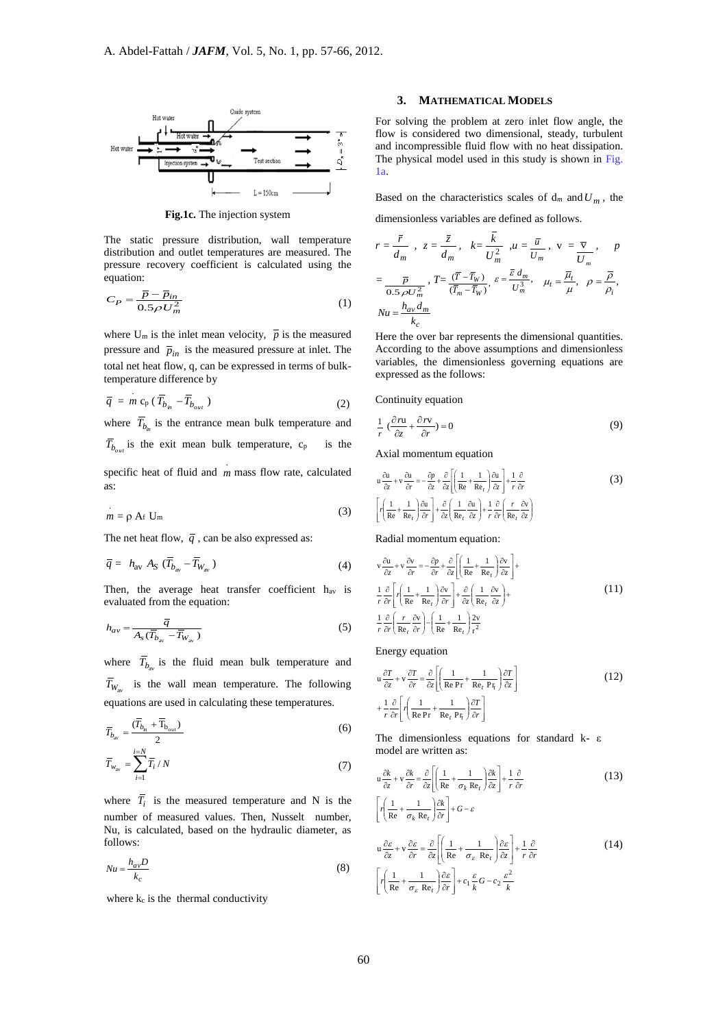Fig.1c. The injection system

The static pressure distribution, wall temperature distribution and outlet temperatures are measured. The pressure recovery coefficient is calculated using the equation:

$$C_P = \frac{\bar{p} - \bar{p}_{in}}{0.5 \rho U_m^2} \tag{1}$$

where $U_m$ is the inlet mean velocity, $\bar{p}$ is the measured pressure and $\bar{p}_{in}$ is the measured pressure at inlet. The total net heat flow, q, can be expressed in terms of bulk-temperature difference by

$$\bar{q} = \dot{m}\, c_p\, (\bar{T}_{b_{in}} - \bar{T}_{b_{out}}) \tag{2}$$

where $\bar{T}_{b_{in}}$ is the entrance mean bulk temperature and $\bar{T}_{b_{out}}$ is the exit mean bulk temperature, $c_p$ is the specific heat of fluid and $\dot{m}$ mass flow rate, calculated as:

$$\dot{m} = \rho\, A_f\, U_m \tag{3}$$

The net heat flow, $\bar{q}$, can be also expressed as:

$$\bar{q} = h_{av}\, A_S\, (\bar{T}_{b_{av}} - \bar{T}_{W_{av}}) \tag{4}$$

Then, the average heat transfer coefficient $h_{av}$ is evaluated from the equation:

$$h_{av} = \frac{\bar{q}}{A_s (\bar{T}_{b_{av}} - \bar{T}_{W_{av}})} \tag{5}$$

where $\bar{T}_{b_{av}}$ is the fluid mean bulk temperature and $\bar{T}_{W_{av}}$ is the wall mean temperature. The following equations are used in calculating these temperatures.

$$\bar{T}_{b_{av}} = \frac{(\bar{T}_{b_{in}} + \bar{T}_{b_{out}})}{2} \tag{6}$$

$$\bar{T}_{W_{av}} = \sum_{i=1}^{i=N} \bar{T}_i / N \tag{7}$$

where $\bar{T}_i$ is the measured temperature and N is the number of measured values. Then, Nusselt number, Nu, is calculated, based on the hydraulic diameter, as follows:

$$Nu = \frac{h_{av} D}{k_c} \tag{8}$$

where $k_c$ is the thermal conductivity

## 3. MATHEMATICAL MODELS

For solving the problem at zero inlet flow angle, the flow is considered two dimensional, steady, turbulent and incompressible fluid flow with no heat dissipation. The physical model used in this study is shown in Fig. 1a.

Based on the characteristics scales of $d_m$ and $U_m$, the dimensionless variables are defined as follows.

$$r = \frac{\bar{r}}{d_m}, \quad z = \frac{\bar{z}}{d_m}, \quad k = \frac{\bar{k}}{U_m^2}, \quad u = \frac{\bar{u}}{U_m}, \quad v = \frac{\bar{v}}{U_m}, \quad p = \frac{\bar{p}}{0.5 \rho U_m^2}, \quad T = \frac{(\bar{T} - \bar{T}_W)}{(\bar{T}_m - \bar{T}_W)}, \quad \varepsilon = \frac{\bar{\varepsilon}\, d_m}{U_m^3}, \quad \mu_t = \frac{\bar{\mu}_t}{\mu}, \quad \rho = \frac{\bar{\rho}}{\rho_i},$$

$$Nu = \frac{h_{av} d_m}{k_c}$$

Here the over bar represents the dimensional quantities. According to the above assumptions and dimensionless variables, the dimensionless governing equations are expressed as the follows:

Continuity equation

$$\frac{1}{r}\left(\frac{\partial r u}{\partial z} + \frac{\partial r v}{\partial r}\right) = 0 \tag{9}$$

Axial momentum equation

$$u\frac{\partial u}{\partial z} + v\frac{\partial u}{\partial r} = -\frac{\partial p}{\partial z} + \frac{\partial}{\partial z}\left[\left(\frac{1}{Re} + \frac{1}{Re_t}\right)\frac{\partial u}{\partial z}\right] + \frac{1}{r}\frac{\partial}{\partial r}\left[r\left(\frac{1}{Re} + \frac{1}{Re_t}\right)\frac{\partial u}{\partial r}\right] + \frac{\partial}{\partial z}\left(\frac{1}{Re_t}\frac{\partial u}{\partial z}\right) + \frac{1}{r}\frac{\partial}{\partial r}\left(\frac{r}{Re_t}\frac{\partial v}{\partial z}\right) \tag{3}$$

Radial momentum equation:

$$u\frac{\partial v}{\partial z} + v\frac{\partial v}{\partial r} = -\frac{\partial p}{\partial r} + \frac{\partial}{\partial z}\left[\left(\frac{1}{Re} + \frac{1}{Re_t}\right)\frac{\partial v}{\partial z}\right] + \frac{1}{r}\frac{\partial}{\partial r}\left[r\left(\frac{1}{Re} + \frac{1}{Re_t}\right)\frac{\partial v}{\partial r}\right] + \frac{\partial}{\partial z}\left(\frac{1}{Re_t}\frac{\partial v}{\partial z}\right) + \frac{1}{r}\frac{\partial}{\partial r}\left(\frac{r}{Re_t}\frac{\partial v}{\partial r}\right) - \left(\frac{1}{Re} + \frac{1}{Re_t}\right)\frac{2v}{r^2} \tag{11}$$

Energy equation

$$u\frac{\partial T}{\partial z} + v\frac{\partial T}{\partial r} = \frac{\partial}{\partial z}\left[\left(\frac{1}{Re\,Pr} + \frac{1}{Re_t\,Pr_t}\right)\frac{\partial T}{\partial z}\right] + \frac{1}{r}\frac{\partial}{\partial r}\left[r\left(\frac{1}{Re\,Pr} + \frac{1}{Re_t\,Pr_t}\right)\frac{\partial T}{\partial r}\right] \tag{12}$$

The dimensionless equations for standard k- ε model are written as:

$$u\frac{\partial k}{\partial z} + v\frac{\partial k}{\partial r} = \frac{\partial}{\partial z}\left[\left(\frac{1}{Re} + \frac{1}{\sigma_k\, Re_t}\right)\frac{\partial k}{\partial z}\right] + \frac{1}{r}\frac{\partial}{\partial r}\left[r\left(\frac{1}{Re} + \frac{1}{\sigma_k\, Re_t}\right)\frac{\partial k}{\partial r}\right] + G - \varepsilon \tag{13}$$

$$u\frac{\partial \varepsilon}{\partial z} + v\frac{\partial \varepsilon}{\partial r} = \frac{\partial}{\partial z}\left[\left(\frac{1}{Re} + \frac{1}{\sigma_\varepsilon\, Re_t}\right)\frac{\partial \varepsilon}{\partial z}\right] + \frac{1}{r}\frac{\partial}{\partial r}\left[r\left(\frac{1}{Re} + \frac{1}{\sigma_\varepsilon\, Re_t}\right)\frac{\partial \varepsilon}{\partial r}\right] + c_1\frac{\varepsilon}{k}G - c_2\frac{\varepsilon^2}{k} \tag{14}$$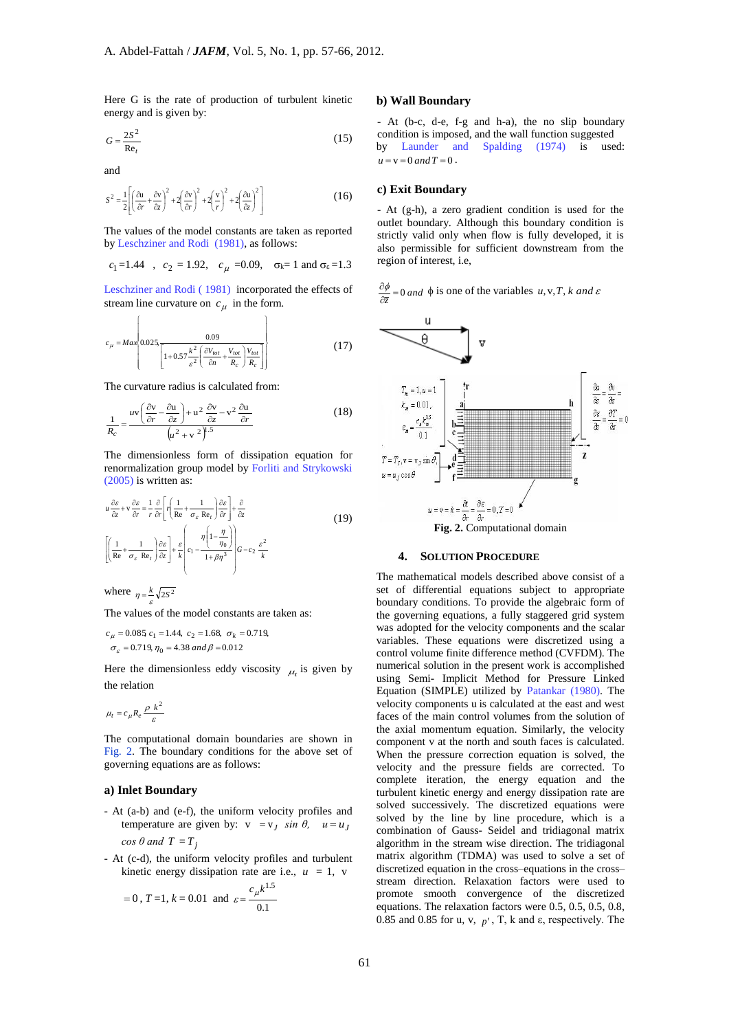Here G is the rate of production of turbulent kinetic energy and is given by:

$$G = \frac{2S^2}{\mathrm{Re}_t} \tag{15}$$

and

$$S^2 = \frac{1}{2}\left[\left(\frac{\partial u}{\partial r}+\frac{\partial v}{\partial z}\right)^2 + 2\left(\frac{\partial v}{\partial r}\right)^2 + 2\left(\frac{v}{r}\right)^2 + 2\left(\frac{\partial u}{\partial z}\right)^2\right] \tag{16}$$

The values of the model constants are taken as reported by Leschziner and Rodi (1981), as follows:

$c_1 = 1.44$ , $c_2 = 1.92$, $c_\mu = 0.09$, $\sigma_k = 1$ and $\sigma_\varepsilon = 1.3$

Leschziner and Rodi ( 1981) incorporated the effects of stream line curvature on $c_\mu$ in the form.

$$c_\mu = Max\left\{0.025, \frac{0.09}{\left[1+0.57\frac{k^2}{\varepsilon^2}\left(\frac{\partial V_{tot}}{\partial n}+\frac{V_{tot}}{R_c}\right)\frac{V_{tot}}{R_c}\right]}\right\} \tag{17}$$

The curvature radius is calculated from:

$$\frac{1}{R_c} = \frac{uv\left(\frac{\partial v}{\partial r}-\frac{\partial u}{\partial z}\right)+u^2\frac{\partial v}{\partial z}-v^2\frac{\partial u}{\partial r}}{\left(u^2+v^2\right)^{1.5}} \tag{18}$$

The dimensionless form of dissipation equation for renormalization group model by Forliti and Strykowski (2005) is written as:

$$u\frac{\partial \varepsilon}{\partial z}+v\frac{\partial \varepsilon}{\partial r} = \frac{1}{r}\frac{\partial}{\partial r}\left[r\left(\frac{1}{\mathrm{Re}}+\frac{1}{\sigma_\varepsilon\,\mathrm{Re}_t}\right)\frac{\partial \varepsilon}{\partial r}\right]+\frac{\partial}{\partial z}\left[\left(\frac{1}{\mathrm{Re}}+\frac{1}{\sigma_\varepsilon\,\mathrm{Re}_t}\right)\frac{\partial \varepsilon}{\partial z}\right]+\frac{\varepsilon}{k}\left(c_1-\frac{\eta\left(1-\frac{\eta}{\eta_0}\right)}{1+\beta\eta^3}\right)G-c_2\frac{\varepsilon^2}{k} \tag{19}$$

where $\eta = \frac{k}{\varepsilon}\sqrt{2S^2}$

The values of the model constants are taken as:

$c_\mu = 0.085$ $c_1 = 1.44$, $c_2 = 1.68$, $\sigma_k = 0.719$,
$\sigma_\varepsilon = 0.719$, $\eta_0 = 4.38$ and $\beta = 0.012$

Here the dimensionless eddy viscosity $\mu_t$ is given by the relation

$$\mu_t = c_\mu R_e \frac{\rho\, k^2}{\varepsilon}$$

The computational domain boundaries are shown in Fig. 2. The boundary conditions for the above set of governing equations are as follows:

### a) Inlet Boundary

- At (a-b) and (e-f), the uniform velocity profiles and temperature are given by: $v = v_J \sin\theta$, $u = u_J \cos\theta$ and $T = T_j$
- At (c-d), the uniform velocity profiles and turbulent kinetic energy dissipation rate are i.e., $u = 1$, $v = 0$, $T = 1$, $k = 0.01$ and $\varepsilon = \frac{c_\mu k^{1.5}}{0.1}$

### b) Wall Boundary

- At (b-c, d-e, f-g and h-a), the no slip boundary condition is imposed, and the wall function suggested by Launder and Spalding (1974) is used: $u = v = 0$ and $T = 0$.

### c) Exit Boundary

- At (g-h), a zero gradient condition is used for the outlet boundary. Although this boundary condition is strictly valid only when flow is fully developed, it is also permissible for sufficient downstream from the region of interest, i.e,

$\frac{\partial \phi}{\partial z} = 0$ and $\phi$ is one of the variables $u, v, T, k$ and $\varepsilon$

**Fig. 2.** Computational domain

## 4. Solution Procedure

The mathematical models described above consist of a set of differential equations subject to appropriate boundary conditions. To provide the algebraic form of the governing equations, a fully staggered grid system was adopted for the velocity components and the scalar variables. These equations were discretized using a control volume finite difference method (CVFDM). The numerical solution in the present work is accomplished using Semi- Implicit Method for Pressure Linked Equation (SIMPLE) utilized by Patankar (1980). The velocity components u is calculated at the east and west faces of the main control volumes from the solution of the axial momentum equation. Similarly, the velocity component v at the north and south faces is calculated. When the pressure correction equation is solved, the velocity and the pressure fields are corrected. To complete iteration, the energy equation and the turbulent kinetic energy and energy dissipation rate are solved successively. The discretized equations were solved by the line by line procedure, which is a combination of Gauss- Seidel and tridiagonal matrix algorithm in the stream wise direction. The tridiagonal matrix algorithm (TDMA) was used to solve a set of discretized equation in the cross–equations in the cross–stream direction. Relaxation factors were used to promote smooth convergence of the discretized equations. The relaxation factors were 0.5, 0.5, 0.5, 0.8, 0.85 and 0.85 for u, v, $p'$, T, k and ε, respectively. The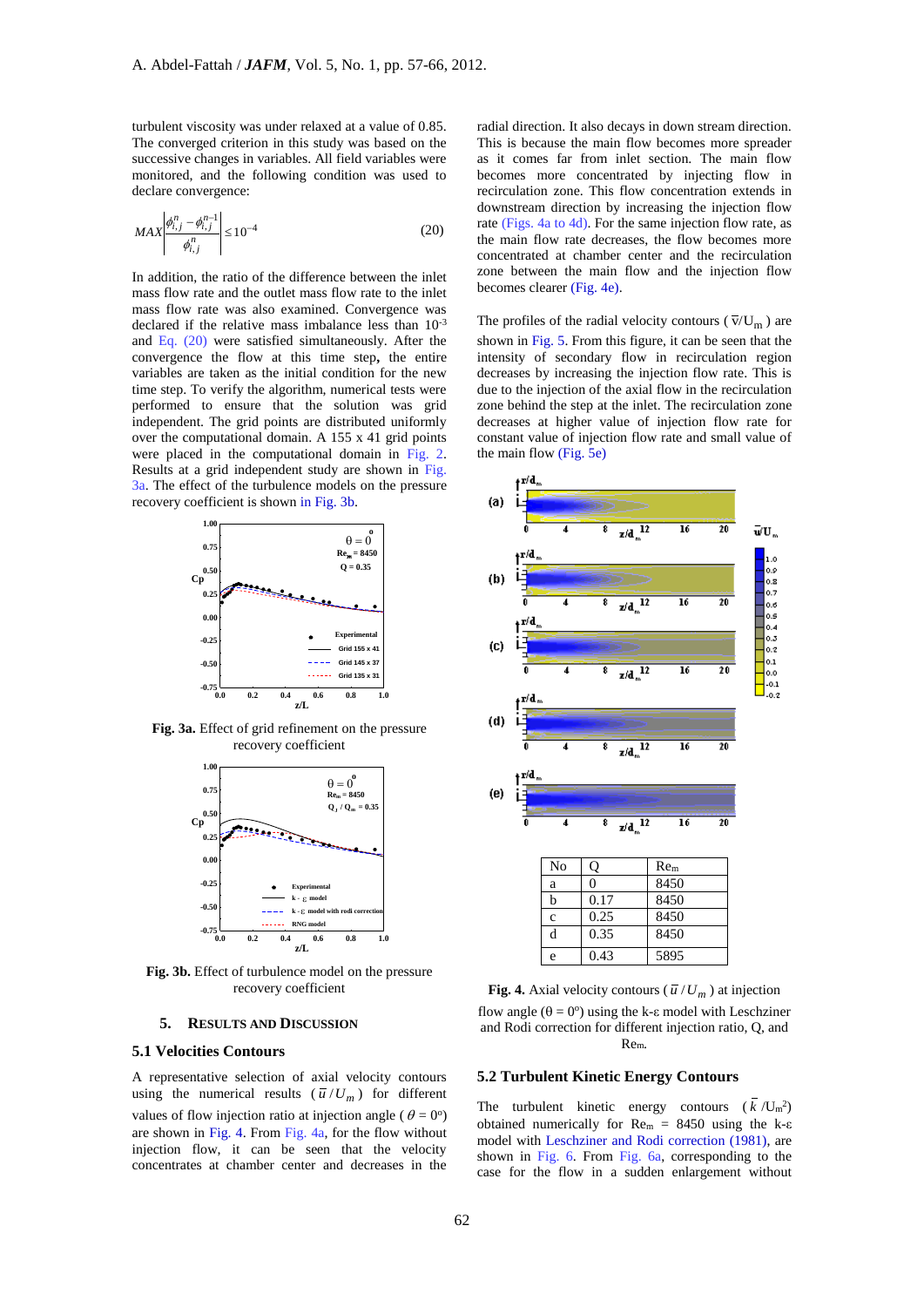turbulent viscosity was under relaxed at a value of 0.85. The converged criterion in this study was based on the successive changes in variables. All field variables were monitored, and the following condition was used to declare convergence:

$$MAX\left|\frac{\phi_{i,j}^{n}-\phi_{i,j}^{n-1}}{\phi_{i,j}^{n}}\right|\leq 10^{-4} \tag{20}$$

In addition, the ratio of the difference between the inlet mass flow rate and the outlet mass flow rate to the inlet mass flow rate was also examined. Convergence was declared if the relative mass imbalance less than $10^{-3}$ and Eq. (20) were satisfied simultaneously. After the convergence the flow at this time step**,** the entire variables are taken as the initial condition for the new time step. To verify the algorithm, numerical tests were performed to ensure that the solution was grid independent. The grid points are distributed uniformly over the computational domain. A 155 x 41 grid points were placed in the computational domain in Fig. 2. Results at a grid independent study are shown in Fig. 3a. The effect of the turbulence models on the pressure recovery coefficient is shown in Fig. 3b.

**Fig. 3a.** Effect of grid refinement on the pressure recovery coefficient

**Fig. 3b.** Effect of turbulence model on the pressure recovery coefficient

## 5. Results and Discussion

### 5.1 Velocities Contours

A representative selection of axial velocity contours using the numerical results ($\bar{u}/U_m$) for different values of flow injection ratio at injection angle ($\theta = 0^o$) are shown in Fig. 4. From Fig. 4a, for the flow without injection flow, it can be seen that the velocity concentrates at chamber center and decreases in the radial direction. It also decays in down stream direction. This is because the main flow becomes more spreader as it comes far from inlet section. The main flow becomes more concentrated by injecting flow in recirculation zone. This flow concentration extends in downstream direction by increasing the injection flow rate (Figs. 4a to 4d). For the same injection flow rate, as the main flow rate decreases, the flow becomes more concentrated at chamber center and the recirculation zone between the main flow and the injection flow becomes clearer (Fig. 4e).

The profiles of the radial velocity contours ($\bar{v}/U_m$) are shown in Fig. 5. From this figure, it can be seen that the intensity of secondary flow in recirculation region decreases by increasing the injection flow rate. This is due to the injection of the axial flow in the recirculation zone behind the step at the inlet. The recirculation zone decreases at higher value of injection flow rate for constant value of injection flow rate and small value of the main flow (Fig. 5e)

| No | Q | $Re_m$ |
|---|---|---|
| a | 0 | 8450 |
| b | 0.17 | 8450 |
| c | 0.25 | 8450 |
| d | 0.35 | 8450 |
| e | 0.43 | 5895 |

**Fig. 4.** Axial velocity contours ($\bar{u}/U_m$) at injection flow angle ($\theta = 0^o$) using the k-ε model with Leschziner and Rodi correction for different injection ratio, Q, and $Re_m$.

### 5.2 Turbulent Kinetic Energy Contours

The turbulent kinetic energy contours ($\bar{k}/U_m^2$) obtained numerically for $Re_m$ = 8450 using the k-ε model with Leschziner and Rodi correction (1981), are shown in Fig. 6. From Fig. 6a, corresponding to the case for the flow in a sudden enlargement without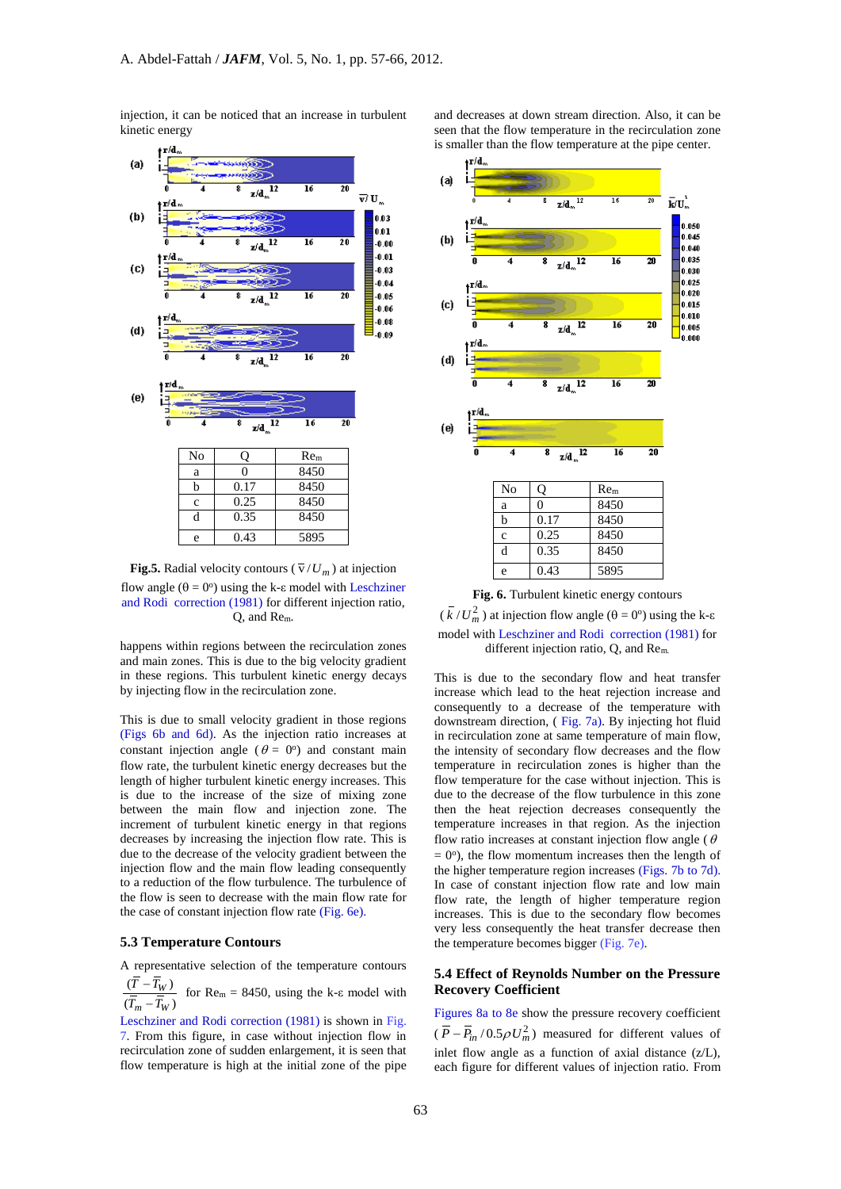injection, it can be noticed that an increase in turbulent kinetic energy

| No | Q | $Re_m$ |
|---|---|---|
| a | 0 | 8450 |
| b | 0.17 | 8450 |
| c | 0.25 | 8450 |
| d | 0.35 | 8450 |
| e | 0.43 | 5895 |

**Fig.5.** Radial velocity contours ( $\bar{v}/U_m$ ) at injection flow angle (θ = 0°) using the k-ε model with Leschziner and Rodi correction (1981) for different injection ratio, Q, and $Re_m$.

happens within regions between the recirculation zones and main zones. This is due to the big velocity gradient in these regions. This turbulent kinetic energy decays by injecting flow in the recirculation zone.

This is due to small velocity gradient in those regions (Figs 6b and 6d). As the injection ratio increases at constant injection angle ( $\theta$ = 0°) and constant main flow rate, the turbulent kinetic energy decreases but the length of higher turbulent kinetic energy increases. This is due to the increase of the size of mixing zone between the main flow and injection zone. The increment of turbulent kinetic energy in that regions decreases by increasing the injection flow rate. This is due to the decrease of the velocity gradient between the injection flow and the main flow leading consequently to a reduction of the flow turbulence. The turbulence of the flow is seen to decrease with the main flow rate for the case of constant injection flow rate (Fig. 6e).

### 5.3 Temperature Contours

A representative selection of the temperature contours $\frac{(\bar{T}-\bar{T}_W)}{(\bar{T}_m-\bar{T}_W)}$ for $Re_m$ = 8450, using the k-ε model with Leschziner and Rodi correction (1981) is shown in Fig. 7. From this figure, in case without injection flow in recirculation zone of sudden enlargement, it is seen that flow temperature is high at the initial zone of the pipe and decreases at down stream direction. Also, it can be seen that the flow temperature in the recirculation zone is smaller than the flow temperature at the pipe center.

| No | Q | $Re_m$ |
|---|---|---|
| a | 0 | 8450 |
| b | 0.17 | 8450 |
| c | 0.25 | 8450 |
| d | 0.35 | 8450 |
| e | 0.43 | 5895 |

**Fig. 6.** Turbulent kinetic energy contours ( $\bar{k}/U_m^2$ ) at injection flow angle (θ = 0°) using the k-ε model with Leschziner and Rodi correction (1981) for different injection ratio, Q, and $Re_m$.

This is due to the secondary flow and heat transfer increase which lead to the heat rejection increase and consequently to a decrease of the temperature with downstream direction, ( Fig. 7a). By injecting hot fluid in recirculation zone at same temperature of main flow, the intensity of secondary flow decreases and the flow temperature in recirculation zones is higher than the flow temperature for the case without injection. This is due to the decrease of the flow turbulence in this zone then the heat rejection decreases consequently the temperature increases in that region. As the injection flow ratio increases at constant injection flow angle ( $\theta$ = 0°), the flow momentum increases then the length of the higher temperature region increases (Figs. 7b to 7d). In case of constant injection flow rate and low main flow rate, the length of higher temperature region increases. This is due to the secondary flow becomes very less consequently the heat transfer decrease then the temperature becomes bigger (Fig. 7e).

### 5.4 Effect of Reynolds Number on the Pressure Recovery Coefficient

Figures 8a to 8e show the pressure recovery coefficient ( $\bar{P}-\bar{P}_{in}/0.5\rho U_m^2$ ) measured for different values of inlet flow angle as a function of axial distance (z/L), each figure for different values of injection ratio. From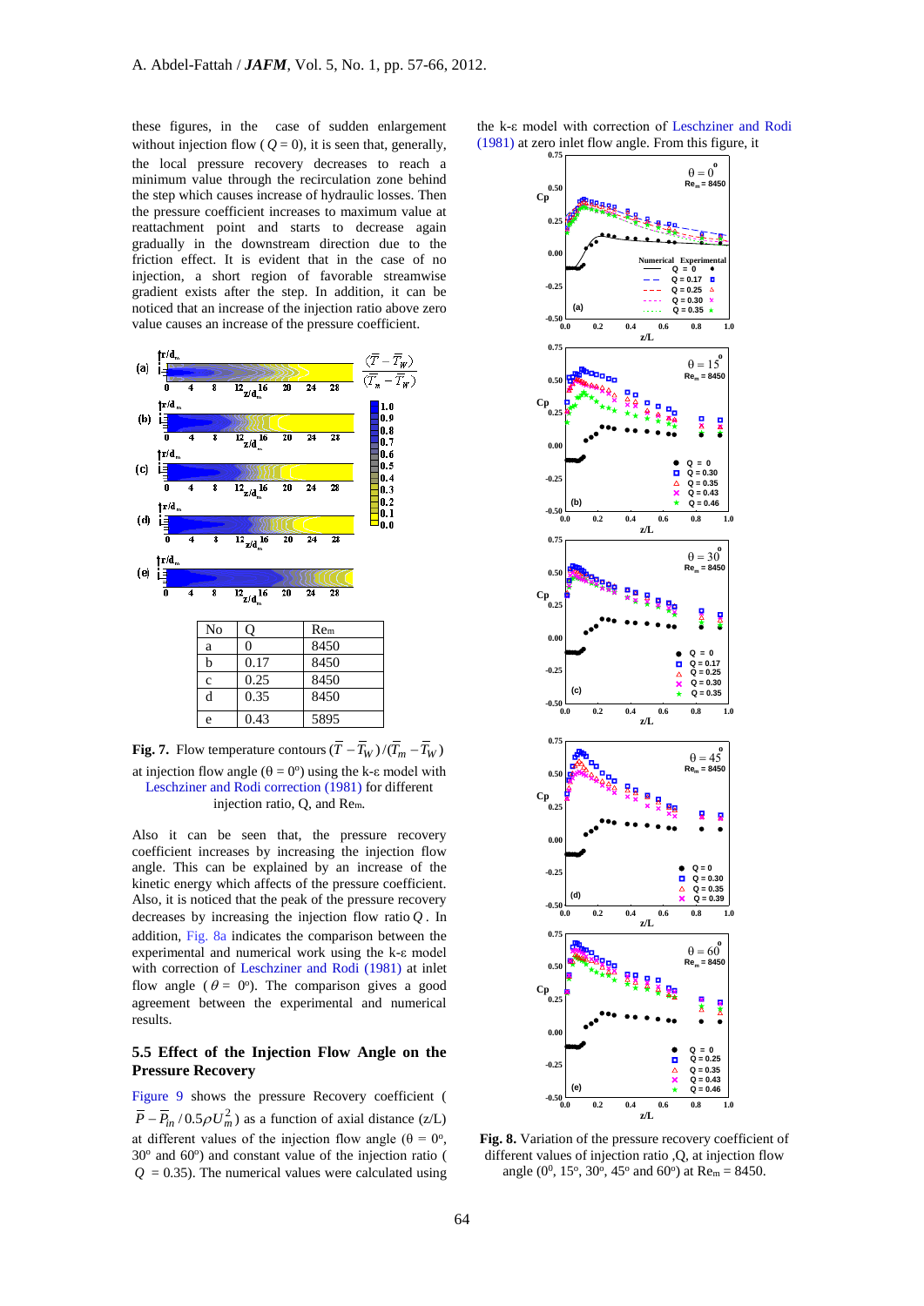these figures, in the case of sudden enlargement without injection flow ( $Q = 0$), it is seen that, generally, the local pressure recovery decreases to reach a minimum value through the recirculation zone behind the step which causes increase of hydraulic losses. Then the pressure coefficient increases to maximum value at reattachment point and starts to decrease again gradually in the downstream direction due to the friction effect. It is evident that in the case of no injection, a short region of favorable streamwise gradient exists after the step. In addition, it can be noticed that an increase of the injection ratio above zero value causes an increase of the pressure coefficient.

| No | Q | Rem |
|---|---|---|
| a | 0 | 8450 |
| b | 0.17 | 8450 |
| c | 0.25 | 8450 |
| d | 0.35 | 8450 |
| e | 0.43 | 5895 |

**Fig. 7.** Flow temperature contours $(\overline{T}-\overline{T}_W)/(\overline{T}_m-\overline{T}_W)$ at injection flow angle (θ = 0°) using the k-ε model with Leschziner and Rodi correction (1981) for different injection ratio, Q, and Rem.

Also it can be seen that, the pressure recovery coefficient increases by increasing the injection flow angle. This can be explained by an increase of the kinetic energy which affects of the pressure coefficient. Also, it is noticed that the peak of the pressure recovery decreases by increasing the injection flow ratio $Q$. In addition, Fig. 8a indicates the comparison between the experimental and numerical work using the k-ε model with correction of Leschziner and Rodi (1981) at inlet flow angle ( $\theta =$ 0°). The comparison gives a good agreement between the experimental and numerical results.

## 5.5 Effect of the Injection Flow Angle on the Pressure Recovery

Figure 9 shows the pressure Recovery coefficient ( $\overline{P}-\overline{P}_{in}/0.5\rho U_m^2$) as a function of axial distance (z/L) at different values of the injection flow angle (θ = 0°, 30° and 60°) and constant value of the injection ratio ( $Q$ = 0.35). The numerical values were calculated using the k-ε model with correction of Leschziner and Rodi (1981) at zero inlet flow angle. From this figure, it

**Fig. 8.** Variation of the pressure recovery coefficient of different values of injection ratio ,Q, at injection flow angle (0°, 15°, 30°, 45° and 60°) at Rem = 8450.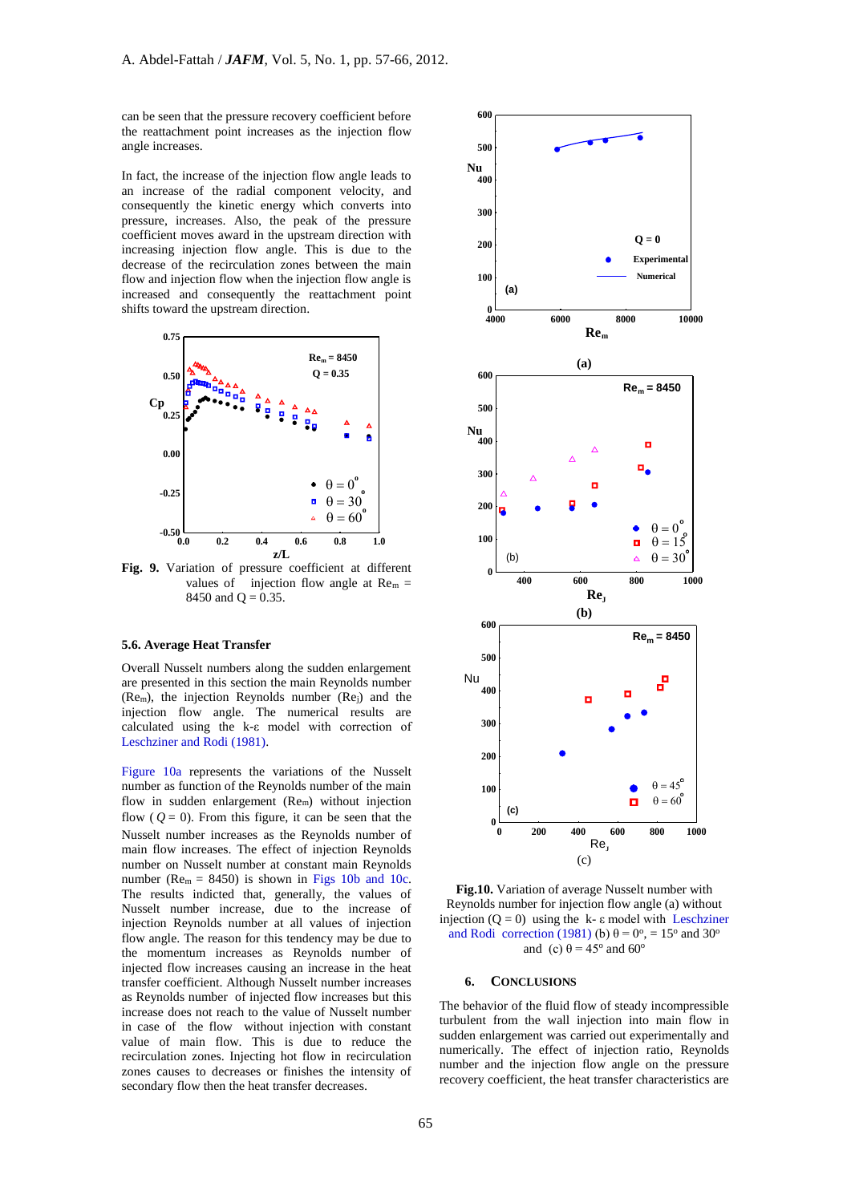can be seen that the pressure recovery coefficient before the reattachment point increases as the injection flow angle increases.

In fact, the increase of the injection flow angle leads to an increase of the radial component velocity, and consequently the kinetic energy which converts into pressure, increases. Also, the peak of the pressure coefficient moves award in the upstream direction with increasing injection flow angle. This is due to the decrease of the recirculation zones between the main flow and injection flow when the injection flow angle is increased and consequently the reattachment point shifts toward the upstream direction.

**Fig. 9.** Variation of pressure coefficient at different values of injection flow angle at $Re_m$ = 8450 and Q = 0.35.

### 5.6. Average Heat Transfer

Overall Nusselt numbers along the sudden enlargement are presented in this section the main Reynolds number ($Re_m$), the injection Reynolds number ($Re_J$) and the injection flow angle. The numerical results are calculated using the k-ε model with correction of Leschziner and Rodi (1981).

Figure 10a represents the variations of the Nusselt number as function of the Reynolds number of the main flow in sudden enlargement ($Re_m$) without injection flow ( $Q$ = 0). From this figure, it can be seen that the Nusselt number increases as the Reynolds number of main flow increases. The effect of injection Reynolds number on Nusselt number at constant main Reynolds number ($Re_m$ = 8450) is shown in Figs 10b and 10c. The results indicted that, generally, the values of Nusselt number increase, due to the increase of injection Reynolds number at all values of injection flow angle. The reason for this tendency may be due to the momentum increases as Reynolds number of injected flow increases causing an increase in the heat transfer coefficient. Although Nusselt number increases as Reynolds number of injected flow increases but this increase does not reach to the value of Nusselt number in case of the flow without injection with constant value of main flow. This is due to reduce the recirculation zones. Injecting hot flow in recirculation zones causes to decreases or finishes the intensity of secondary flow then the heat transfer decreases.

**Fig.10.** Variation of average Nusselt number with Reynolds number for injection flow angle (a) without injection (Q = 0) using the k- ε model with Leschziner and Rodi correction (1981) (b) θ = 0°, = 15° and 30° and (c) θ = 45° and 60°

## 6. Conclusions

The behavior of the fluid flow of steady incompressible turbulent from the wall injection into main flow in sudden enlargement was carried out experimentally and numerically. The effect of injection ratio, Reynolds number and the injection flow angle on the pressure recovery coefficient, the heat transfer characteristics are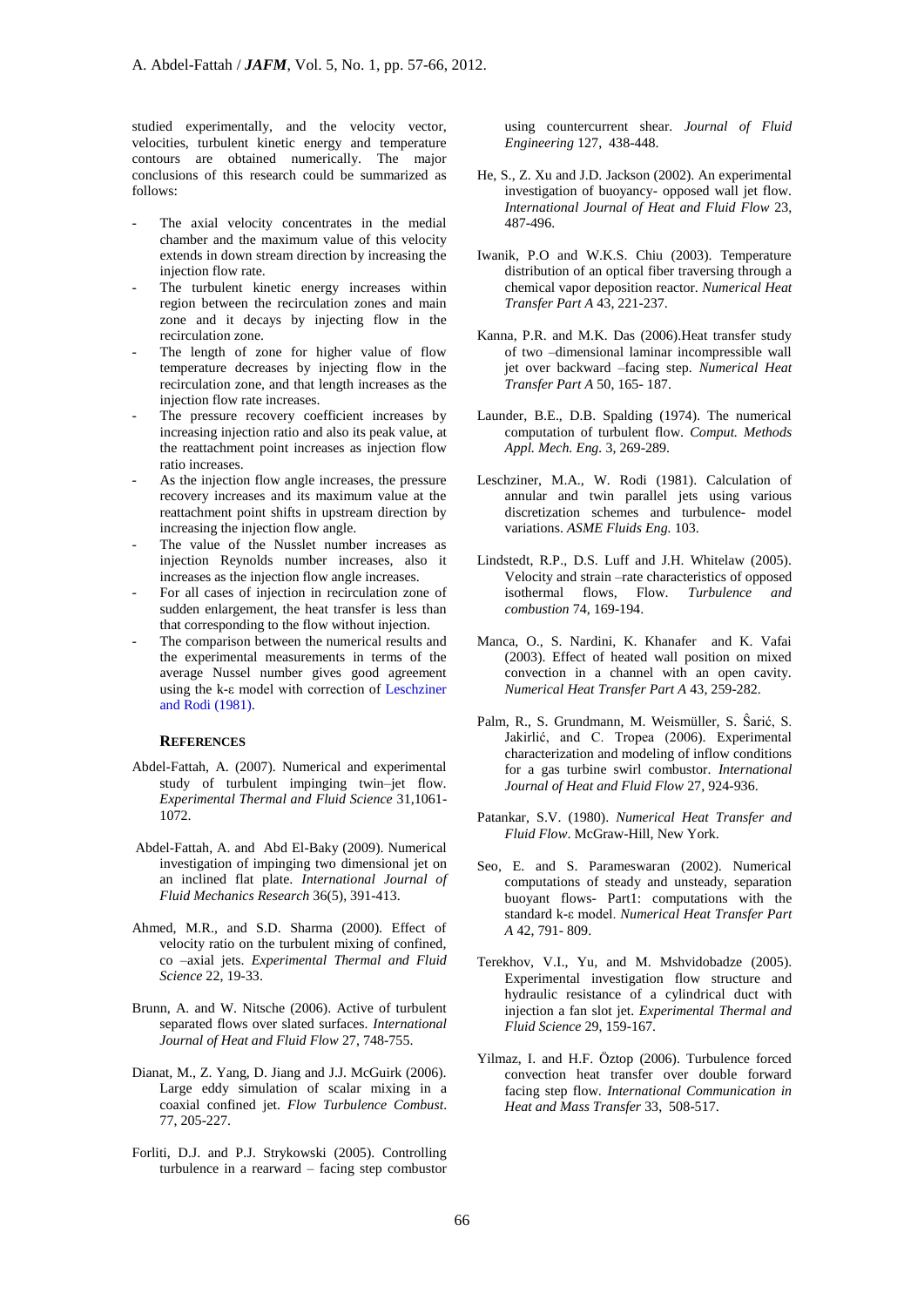studied experimentally, and the velocity vector, velocities, turbulent kinetic energy and temperature contours are obtained numerically. The major conclusions of this research could be summarized as follows:

- The axial velocity concentrates in the medial chamber and the maximum value of this velocity extends in down stream direction by increasing the injection flow rate.
- The turbulent kinetic energy increases within region between the recirculation zones and main zone and it decays by injecting flow in the recirculation zone.
- The length of zone for higher value of flow temperature decreases by injecting flow in the recirculation zone, and that length increases as the injection flow rate increases.
- The pressure recovery coefficient increases by increasing injection ratio and also its peak value, at the reattachment point increases as injection flow ratio increases.
- As the injection flow angle increases, the pressure recovery increases and its maximum value at the reattachment point shifts in upstream direction by increasing the injection flow angle.
- The value of the Nusslet number increases as injection Reynolds number increases, also it increases as the injection flow angle increases.
- For all cases of injection in recirculation zone of sudden enlargement, the heat transfer is less than that corresponding to the flow without injection.
- The comparison between the numerical results and the experimental measurements in terms of the average Nusselt number gives good agreement using the k-ε model with correction of Leschziner and Rodi (1981).

## REFERENCES

Abdel-Fattah, A. (2007). Numerical and experimental study of turbulent impinging twin–jet flow. *Experimental Thermal and Fluid Science* 31,1061-1072.

Abdel-Fattah, A. and Abd El-Baky (2009). Numerical investigation of impinging two dimensional jet on an inclined flat plate. *International Journal of Fluid Mechanics Research* 36(5), 391-413.

Ahmed, M.R., and S.D. Sharma (2000). Effect of velocity ratio on the turbulent mixing of confined, co –axial jets. *Experimental Thermal and Fluid Science* 22, 19-33.

Brunn, A. and W. Nitsche (2006). Active of turbulent separated flows over slated surfaces. *International Journal of Heat and Fluid Flow* 27, 748-755.

Dianat, M., Z. Yang, D. Jiang and J.J. McGuirk (2006). Large eddy simulation of scalar mixing in a coaxial confined jet. *Flow Turbulence Combust.* 77, 205-227.

Forliti, D.J. and P.J. Strykowski (2005). Controlling turbulence in a rearward – facing step combustor using countercurrent shear. *Journal of Fluid Engineering* 127, 438-448.

He, S., Z. Xu and J.D. Jackson (2002). An experimental investigation of buoyancy- opposed wall jet flow. *International Journal of Heat and Fluid Flow* 23, 487-496.

Iwanik, P.O and W.K.S. Chiu (2003). Temperature distribution of an optical fiber traversing through a chemical vapor deposition reactor. *Numerical Heat Transfer Part A* 43, 221-237.

Kanna, P.R. and M.K. Das (2006).Heat transfer study of two –dimensional laminar incompressible wall jet over backward –facing step. *Numerical Heat Transfer Part A* 50, 165- 187.

Launder, B.E., D.B. Spalding (1974). The numerical computation of turbulent flow. *Comput. Methods Appl. Mech. Eng.* 3, 269-289.

Leschziner, M.A., W. Rodi (1981). Calculation of annular and twin parallel jets using various discretization schemes and turbulence- model variations. *ASME Fluids Eng.* 103.

Lindstedt, R.P., D.S. Luff and J.H. Whitelaw (2005). Velocity and strain –rate characteristics of opposed isothermal flows, Flow. *Turbulence and combustion* 74, 169-194.

Manca, O., S. Nardini, K. Khanafer and K. Vafai (2003). Effect of heated wall position on mixed convection in a channel with an open cavity. *Numerical Heat Transfer Part A* 43, 259-282.

Palm, R., S. Grundmann, M. Weismüller, S. Ŝarić, S. Jakirlić, and C. Tropea (2006). Experimental characterization and modeling of inflow conditions for a gas turbine swirl combustor. *International Journal of Heat and Fluid Flow* 27, 924-936.

Patankar, S.V. (1980). *Numerical Heat Transfer and Fluid Flow*. McGraw-Hill, New York.

Seo, E. and S. Parameswaran (2002). Numerical computations of steady and unsteady, separation buoyant flows- Part1: computations with the standard k-ε model. *Numerical Heat Transfer Part A* 42, 791- 809.

Terekhov, V.I., Yu, and M. Mshvidobadze (2005). Experimental investigation flow structure and hydraulic resistance of a cylindrical duct with injection a fan slot jet. *Experimental Thermal and Fluid Science* 29, 159-167.

Yilmaz, I. and H.F. Öztop (2006). Turbulence forced convection heat transfer over double forward facing step flow. *International Communication in Heat and Mass Transfer* 33, 508-517.